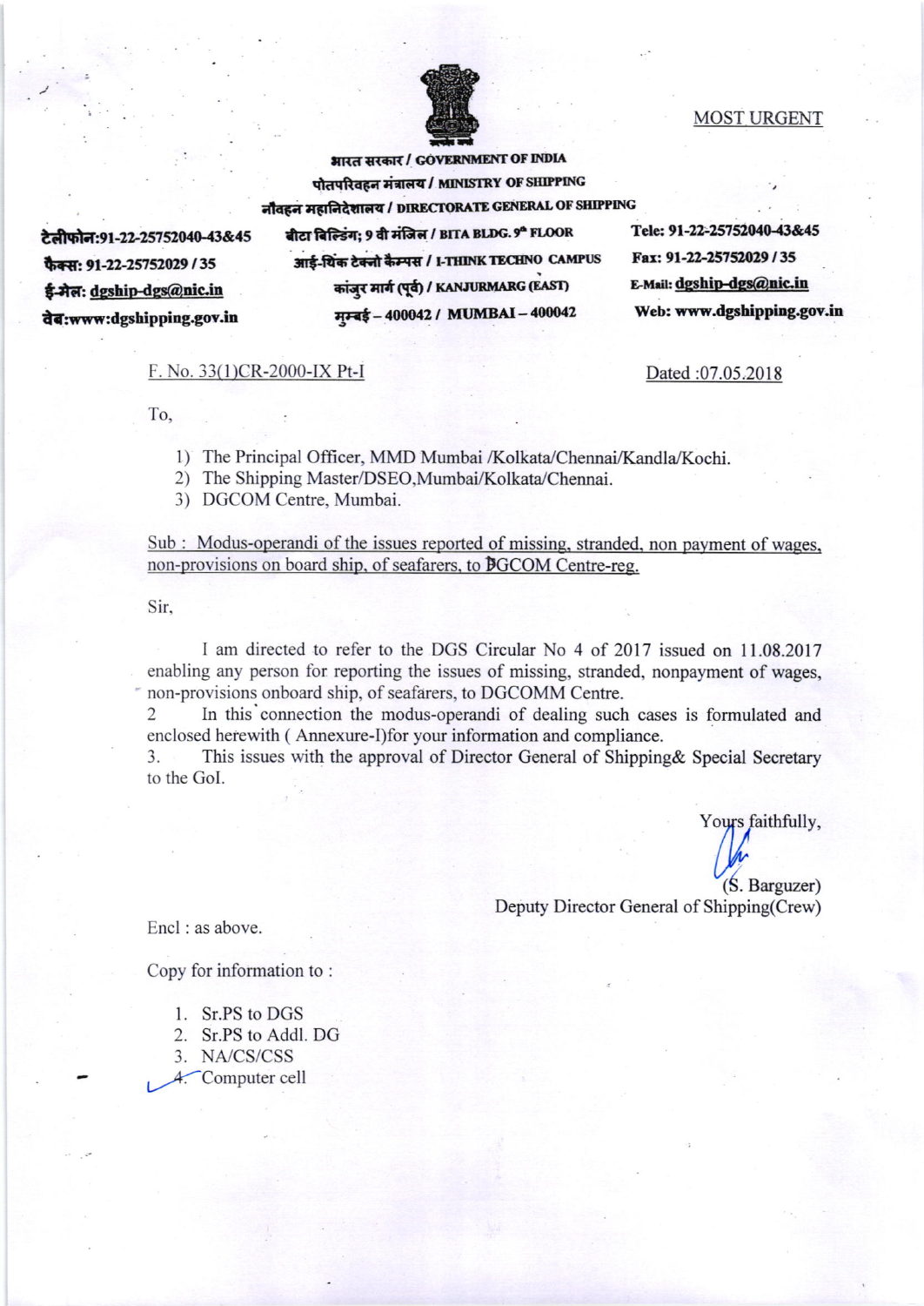MOST URGENT

भारत सरकार / GOVERNMENT OF INDIA
पोतपरिवहन मंत्रालय / MINISTRY OF SHIPPING
नौवहन महानिदेशालय / DIRECTORATE GENERAL OF SHIPPING

टेलीफोन:91-22-25752040-43&45
फैक्स: 91-22-25752029 / 35
ई-मेल: dgship-dgs@nic.in
वेब:www:dgshipping.gov.in

बीटा बिल्डिंग; 9 वी मंजिल / BITA BLDG. 9th FLOOR
आई-थिंक टेक्नो कैम्पस / I-THINK TECHNO CAMPUS
कांजुर मार्ग (पूर्व) / KANJURMARG (EAST)
मुम्बई – 400042 / MUMBAI – 400042

Tele: 91-22-25752040-43&45
Fax: 91-22-25752029 / 35
E-Mail: dgship-dgs@nic.in
Web: www.dgshipping.gov.in

F. No. 33(1)CR-2000-IX Pt-I

Dated :07.05.2018

To,

1) The Principal Officer, MMD Mumbai /Kolkata/Chennai/Kandla/Kochi.
2) The Shipping Master/DSEO,Mumbai/Kolkata/Chennai.
3) DGCOM Centre, Mumbai.

Sub : Modus-operandi of the issues reported of missing, stranded, non payment of wages, non-provisions on board ship, of seafarers, to DGCOM Centre-reg.

Sir,

I am directed to refer to the DGS Circular No 4 of 2017 issued on 11.08.2017 enabling any person for reporting the issues of missing, stranded, nonpayment of wages, non-provisions onboard ship, of seafarers, to DGCOMM Centre.

2 In this connection the modus-operandi of dealing such cases is formulated and enclosed herewith ( Annexure-I)for your information and compliance.

3. This issues with the approval of Director General of Shipping& Special Secretary to the GoI.

Yours faithfully,

(S. Barguzer)
Deputy Director General of Shipping(Crew)

Encl : as above.

Copy for information to :

1. Sr.PS to DGS
2. Sr.PS to Addl. DG
3. NA/CS/CSS
4. Computer cell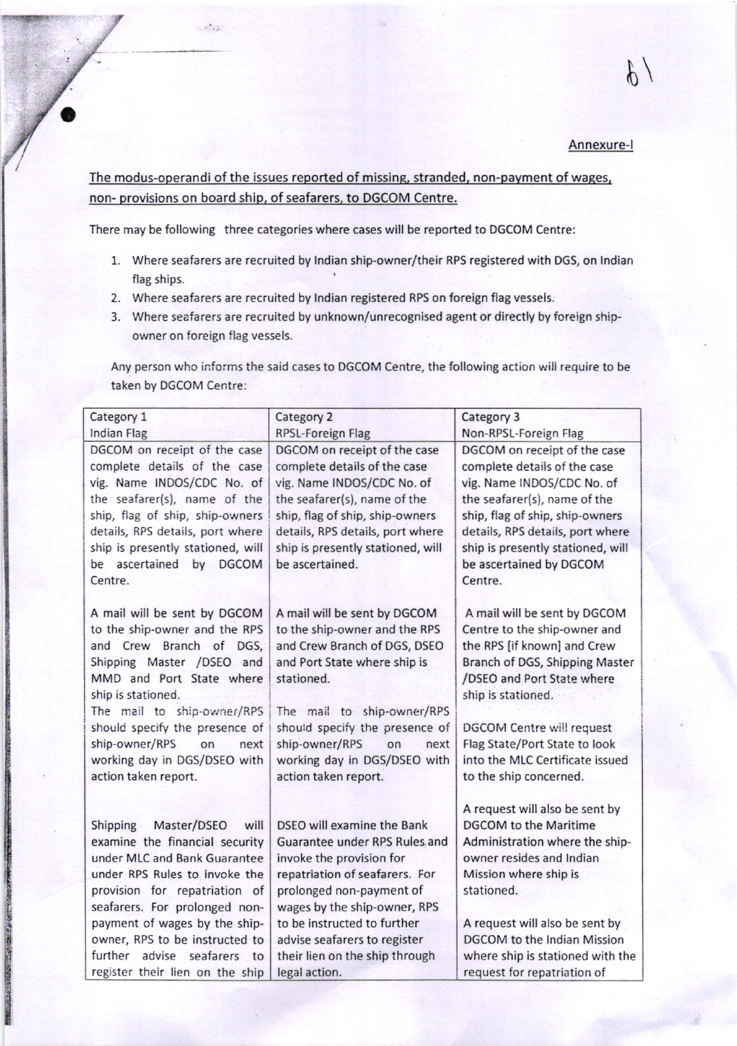Annexure-I

## The modus-operandi of the issues reported of missing, stranded, non-payment of wages, non- provisions on board ship, of seafarers, to DGCOM Centre.

There may be following three categories where cases will be reported to DGCOM Centre:

1. Where seafarers are recruited by Indian ship-owner/their RPS registered with DGS, on Indian flag ships.
2. Where seafarers are recruited by Indian registered RPS on foreign flag vessels.
3. Where seafarers are recruited by unknown/unrecognised agent or directly by foreign ship-owner on foreign flag vessels.

Any person who informs the said cases to DGCOM Centre, the following action will require to be taken by DGCOM Centre:

| Category 1<br>Indian Flag | Category 2<br>RPSL-Foreign Flag | Category 3<br>Non-RPSL-Foreign Flag |
|---|---|---|
| DGCOM on receipt of the case complete details of the case vig. Name INDOS/CDC No. of the seafarer(s), name of the ship, flag of ship, ship-owners details, RPS details, port where ship is presently stationed, will be ascertained by DGCOM Centre.<br><br>A mail will be sent by DGCOM to the ship-owner and the RPS and Crew Branch of DGS, Shipping Master /DSEO and MMD and Port State where ship is stationed.<br>The mail to ship-owner/RPS should specify the presence of ship-owner/RPS on next working day in DGS/DSEO with action taken report.<br><br>Shipping Master/DSEO will examine the financial security under MLC and Bank Guarantee under RPS Rules to invoke the provision for repatriation of seafarers. For prolonged non-payment of wages by the ship-owner, RPS to be instructed to further advise seafarers to register their lien on the ship | DGCOM on receipt of the case complete details of the case vig. Name INDOS/CDC No. of the seafarer(s), name of the ship, flag of ship, ship-owners details, RPS details, port where ship is presently stationed, will be ascertained.<br><br>A mail will be sent by DGCOM to the ship-owner and the RPS and Crew Branch of DGS, DSEO and Port State where ship is stationed.<br><br>The mail to ship-owner/RPS should specify the presence of ship-owner/RPS on next working day in DGS/DSEO with action taken report.<br><br>DSEO will examine the Bank Guarantee under RPS Rules and invoke the provision for repatriation of seafarers. For prolonged non-payment of wages by the ship-owner, RPS to be instructed to further advise seafarers to register their lien on the ship through legal action. | DGCOM on receipt of the case complete details of the case vig. Name INDOS/CDC No. of the seafarer(s), name of the ship, flag of ship, ship-owners details, RPS details, port where ship is presently stationed, will be ascertained by DGCOM Centre.<br><br>A mail will be sent by DGCOM Centre to the ship-owner and the RPS [if known] and Crew Branch of DGS, Shipping Master /DSEO and Port State where ship is stationed.<br><br>DGCOM Centre will request Flag State/Port State to look into the MLC Certificate issued to the ship concerned.<br><br>A request will also be sent by DGCOM to the Maritime Administration where the ship-owner resides and Indian Mission where ship is stationed.<br><br>A request will also be sent by DGCOM to the Indian Mission where ship is stationed with the request for repatriation of |